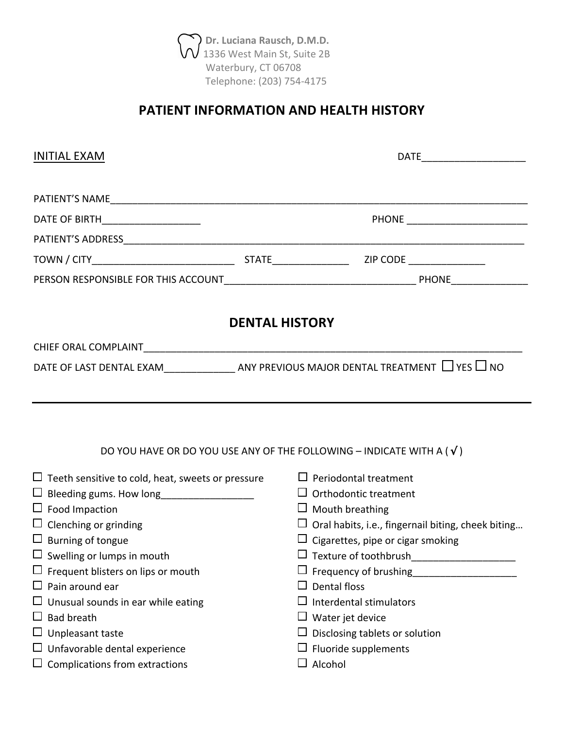**Dr. Luciana Rausch, D.M.D.**
1336 West Main St, Suite 2B
Waterbury, CT 06708
Telephone: (203) 754-4175

# PATIENT INFORMATION AND HEALTH HISTORY

INITIAL EXAM

DATE__________________

PATIENT'S NAME______________________________________________________________________________

DATE OF BIRTH_________________ PHONE _____________________

PATIENT'S ADDRESS___________________________________________________________________________

TOWN / CITY__________________________ STATE_____________ ZIP CODE ______________

PERSON RESPONSIBLE FOR THIS ACCOUNT____________________________________ PHONE______________

## DENTAL HISTORY

CHIEF ORAL COMPLAINT_________________________________________________________________________

DATE OF LAST DENTAL EXAM_____________ ANY PREVIOUS MAJOR DENTAL TREATMENT ☐ YES ☐ NO

---

DO YOU HAVE OR DO YOU USE ANY OF THE FOLLOWING – INDICATE WITH A ( √ )

- ☐ Teeth sensitive to cold, heat, sweets or pressure
- ☐ Bleeding gums. How long_________________
- ☐ Food Impaction
- ☐ Clenching or grinding
- ☐ Burning of tongue
- ☐ Swelling or lumps in mouth
- ☐ Frequent blisters on lips or mouth
- ☐ Pain around ear
- ☐ Unusual sounds in ear while eating
- ☐ Bad breath
- ☐ Unpleasant taste
- ☐ Unfavorable dental experience
- ☐ Complications from extractions
- ☐ Periodontal treatment
- ☐ Orthodontic treatment
- ☐ Mouth breathing
- ☐ Oral habits, i.e., fingernail biting, cheek biting…
- ☐ Cigarettes, pipe or cigar smoking
- ☐ Texture of toothbrush___________________
- ☐ Frequency of brushing___________________
- ☐ Dental floss
- ☐ Interdental stimulators
- ☐ Water jet device
- ☐ Disclosing tablets or solution
- ☐ Fluoride supplements
- ☐ Alcohol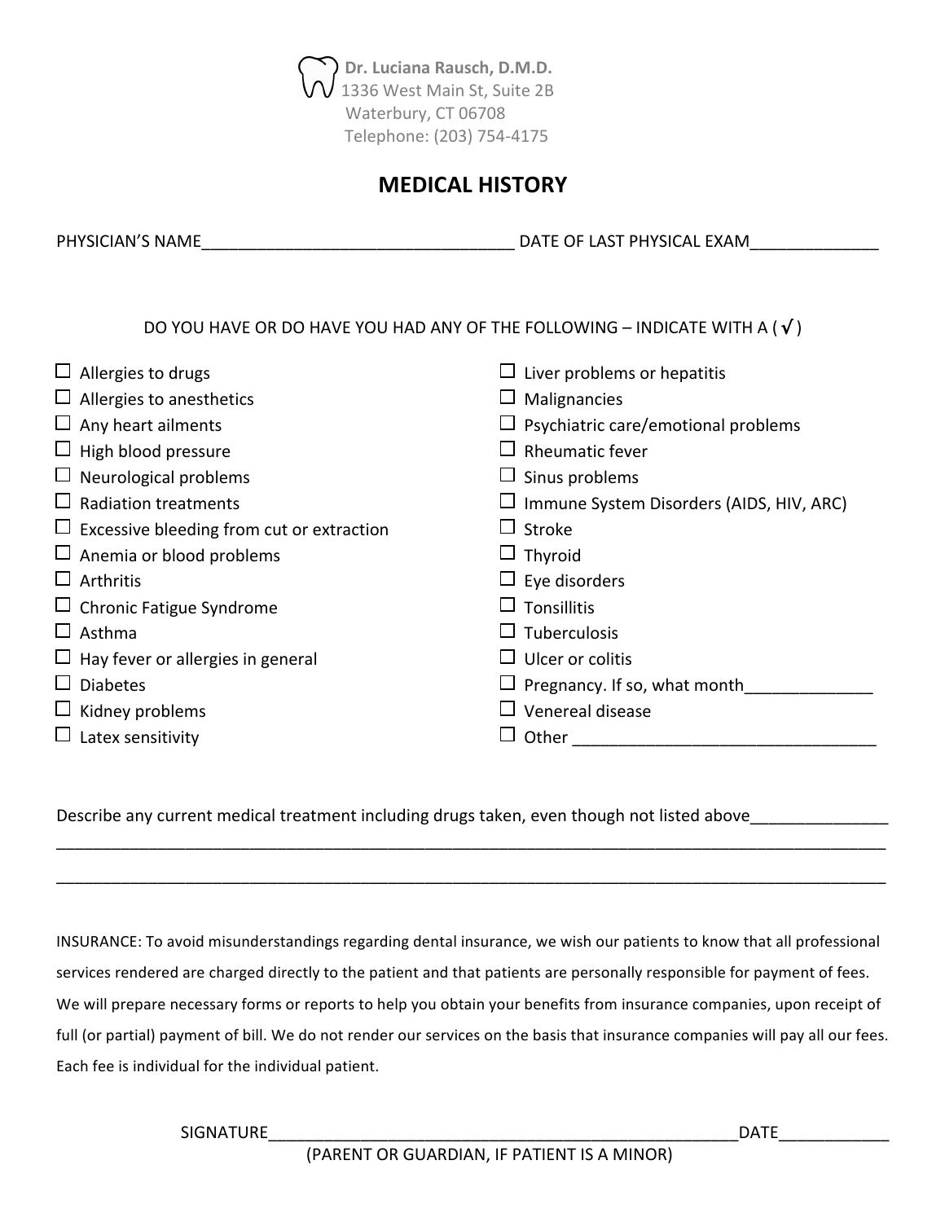**Dr. Luciana Rausch, D.M.D.**
1336 West Main St, Suite 2B
Waterbury, CT 06708
Telephone: (203) 754-4175

# MEDICAL HISTORY

PHYSICIAN'S NAME__________________________________ DATE OF LAST PHYSICAL EXAM______________

DO YOU HAVE OR DO HAVE YOU HAD ANY OF THE FOLLOWING – INDICATE WITH A ( √ )

- ☐ Allergies to drugs
- ☐ Allergies to anesthetics
- ☐ Any heart ailments
- ☐ High blood pressure
- ☐ Neurological problems
- ☐ Radiation treatments
- ☐ Excessive bleeding from cut or extraction
- ☐ Anemia or blood problems
- ☐ Arthritis
- ☐ Chronic Fatigue Syndrome
- ☐ Asthma
- ☐ Hay fever or allergies in general
- ☐ Diabetes
- ☐ Kidney problems
- ☐ Latex sensitivity
- ☐ Liver problems or hepatitis
- ☐ Malignancies
- ☐ Psychiatric care/emotional problems
- ☐ Rheumatic fever
- ☐ Sinus problems
- ☐ Immune System Disorders (AIDS, HIV, ARC)
- ☐ Stroke
- ☐ Thyroid
- ☐ Eye disorders
- ☐ Tonsillitis
- ☐ Tuberculosis
- ☐ Ulcer or colitis
- ☐ Pregnancy. If so, what month______________
- ☐ Venereal disease
- ☐ Other __________________________________

Describe any current medical treatment including drugs taken, even though not listed above_______________
_____________________________________________________________________________________________
_____________________________________________________________________________________________

INSURANCE: To avoid misunderstandings regarding dental insurance, we wish our patients to know that all professional services rendered are charged directly to the patient and that patients are personally responsible for payment of fees. We will prepare necessary forms or reports to help you obtain your benefits from insurance companies, upon receipt of full (or partial) payment of bill. We do not render our services on the basis that insurance companies will pay all our fees. Each fee is individual for the individual patient.

SIGNATURE_______________________________________________________DATE____________
(PARENT OR GUARDIAN, IF PATIENT IS A MINOR)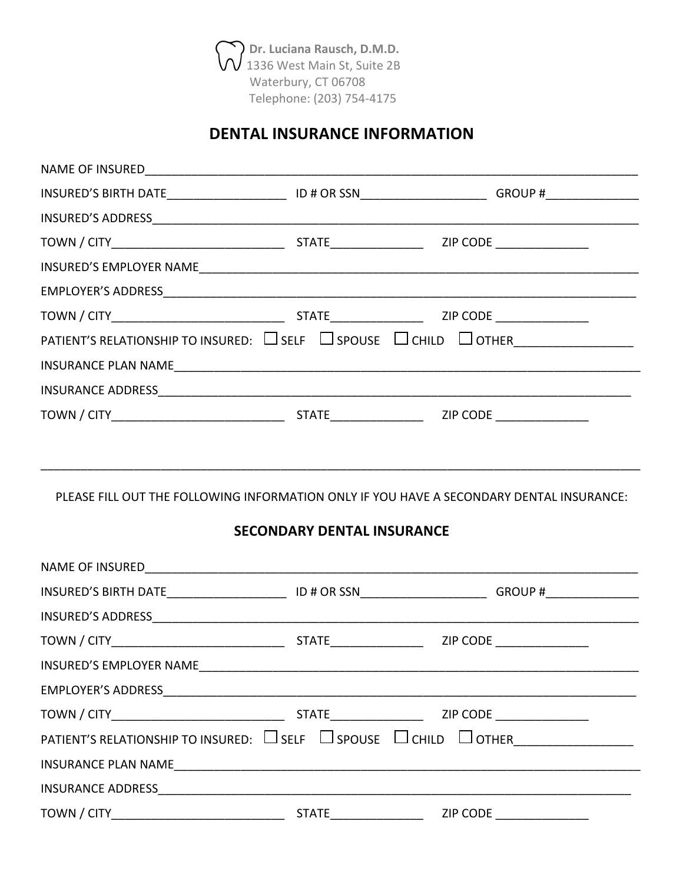**Dr. Luciana Rausch, D.M.D.**
1336 West Main St, Suite 2B
Waterbury, CT 06708
Telephone: (203) 754-4175

# DENTAL INSURANCE INFORMATION

NAME OF INSURED______________________________________________

INSURED'S BIRTH DATE__________________ ID # OR SSN___________________ GROUP #______________

INSURED'S ADDRESS______________________________________________

TOWN / CITY__________________________ STATE______________ ZIP CODE ______________

INSURED'S EMPLOYER NAME______________________________________________

EMPLOYER'S ADDRESS______________________________________________

TOWN / CITY__________________________ STATE______________ ZIP CODE ______________

PATIENT'S RELATIONSHIP TO INSURED: ☐ SELF ☐ SPOUSE ☐ CHILD ☐ OTHER__________________

INSURANCE PLAN NAME______________________________________________

INSURANCE ADDRESS______________________________________________

TOWN / CITY__________________________ STATE______________ ZIP CODE ______________

---

PLEASE FILL OUT THE FOLLOWING INFORMATION ONLY IF YOU HAVE A SECONDARY DENTAL INSURANCE:

## SECONDARY DENTAL INSURANCE

NAME OF INSURED______________________________________________

INSURED'S BIRTH DATE__________________ ID # OR SSN___________________ GROUP #______________

INSURED'S ADDRESS______________________________________________

TOWN / CITY__________________________ STATE______________ ZIP CODE ______________

INSURED'S EMPLOYER NAME______________________________________________

EMPLOYER'S ADDRESS______________________________________________

TOWN / CITY__________________________ STATE______________ ZIP CODE ______________

PATIENT'S RELATIONSHIP TO INSURED: ☐ SELF ☐ SPOUSE ☐ CHILD ☐ OTHER__________________

INSURANCE PLAN NAME______________________________________________

INSURANCE ADDRESS______________________________________________

TOWN / CITY__________________________ STATE______________ ZIP CODE ______________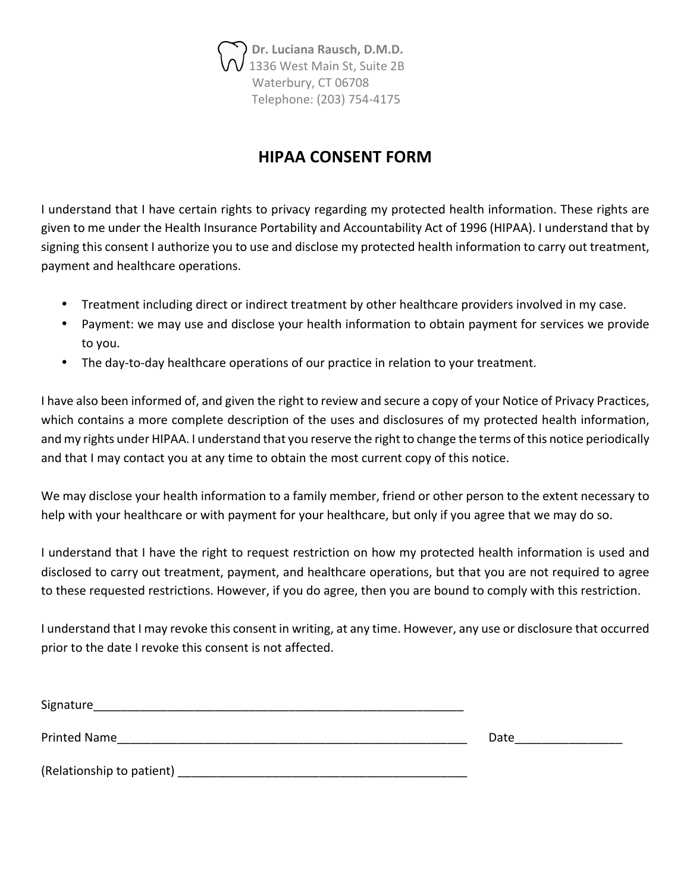**Dr. Luciana Rausch, D.M.D.**
1336 West Main St, Suite 2B
Waterbury, CT 06708
Telephone: (203) 754-4175

# HIPAA CONSENT FORM

I understand that I have certain rights to privacy regarding my protected health information. These rights are given to me under the Health Insurance Portability and Accountability Act of 1996 (HIPAA). I understand that by signing this consent I authorize you to use and disclose my protected health information to carry out treatment, payment and healthcare operations.

- Treatment including direct or indirect treatment by other healthcare providers involved in my case.
- Payment: we may use and disclose your health information to obtain payment for services we provide to you.
- The day-to-day healthcare operations of our practice in relation to your treatment.

I have also been informed of, and given the right to review and secure a copy of your Notice of Privacy Practices, which contains a more complete description of the uses and disclosures of my protected health information, and my rights under HIPAA. I understand that you reserve the right to change the terms of this notice periodically and that I may contact you at any time to obtain the most current copy of this notice.

We may disclose your health information to a family member, friend or other person to the extent necessary to help with your healthcare or with payment for your healthcare, but only if you agree that we may do so.

I understand that I have the right to request restriction on how my protected health information is used and disclosed to carry out treatment, payment, and healthcare operations, but that you are not required to agree to these requested restrictions. However, if you do agree, then you are bound to comply with this restriction.

I understand that I may revoke this consent in writing, at any time. However, any use or disclosure that occurred prior to the date I revoke this consent is not affected.

Signature_________________________________________________________

Printed Name______________________________________________________ Date________________

(Relationship to patient) ____________________________________________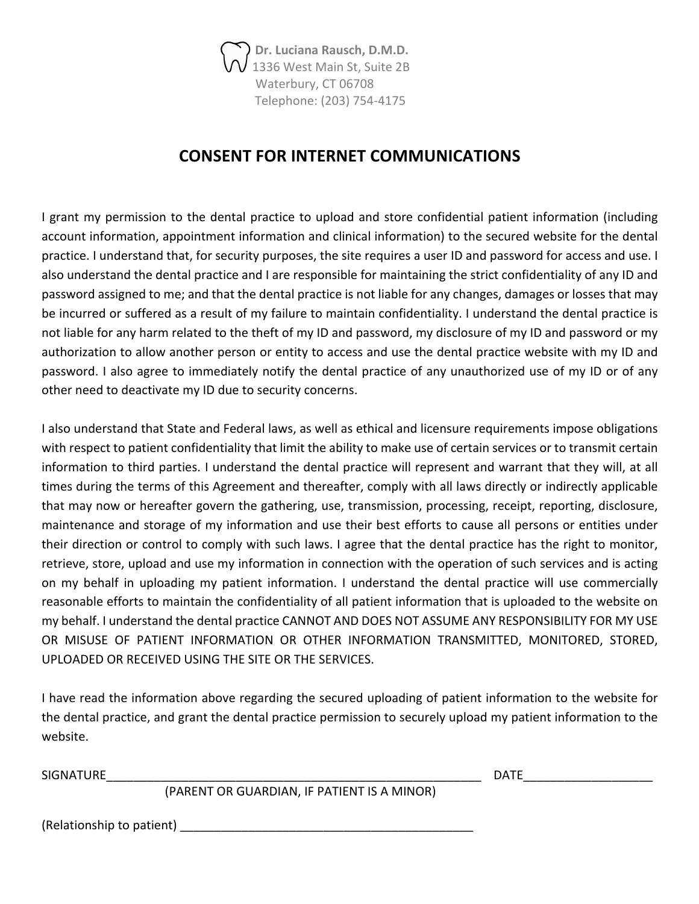**Dr. Luciana Rausch, D.M.D.**
1336 West Main St, Suite 2B
Waterbury, CT 06708
Telephone: (203) 754-4175

# CONSENT FOR INTERNET COMMUNICATIONS

I grant my permission to the dental practice to upload and store confidential patient information (including account information, appointment information and clinical information) to the secured website for the dental practice. I understand that, for security purposes, the site requires a user ID and password for access and use. I also understand the dental practice and I are responsible for maintaining the strict confidentiality of any ID and password assigned to me; and that the dental practice is not liable for any changes, damages or losses that may be incurred or suffered as a result of my failure to maintain confidentiality. I understand the dental practice is not liable for any harm related to the theft of my ID and password, my disclosure of my ID and password or my authorization to allow another person or entity to access and use the dental practice website with my ID and password. I also agree to immediately notify the dental practice of any unauthorized use of my ID or of any other need to deactivate my ID due to security concerns.

I also understand that State and Federal laws, as well as ethical and licensure requirements impose obligations with respect to patient confidentiality that limit the ability to make use of certain services or to transmit certain information to third parties. I understand the dental practice will represent and warrant that they will, at all times during the terms of this Agreement and thereafter, comply with all laws directly or indirectly applicable that may now or hereafter govern the gathering, use, transmission, processing, receipt, reporting, disclosure, maintenance and storage of my information and use their best efforts to cause all persons or entities under their direction or control to comply with such laws. I agree that the dental practice has the right to monitor, retrieve, store, upload and use my information in connection with the operation of such services and is acting on my behalf in uploading my patient information. I understand the dental practice will use commercially reasonable efforts to maintain the confidentiality of all patient information that is uploaded to the website on my behalf. I understand the dental practice CANNOT AND DOES NOT ASSUME ANY RESPONSIBILITY FOR MY USE OR MISUSE OF PATIENT INFORMATION OR OTHER INFORMATION TRANSMITTED, MONITORED, STORED, UPLOADED OR RECEIVED USING THE SITE OR THE SERVICES.

I have read the information above regarding the secured uploading of patient information to the website for the dental practice, and grant the dental practice permission to securely upload my patient information to the website.

SIGNATURE__________________________________________________________ DATE___________________

(PARENT OR GUARDIAN, IF PATIENT IS A MINOR)

(Relationship to patient) ____________________________________________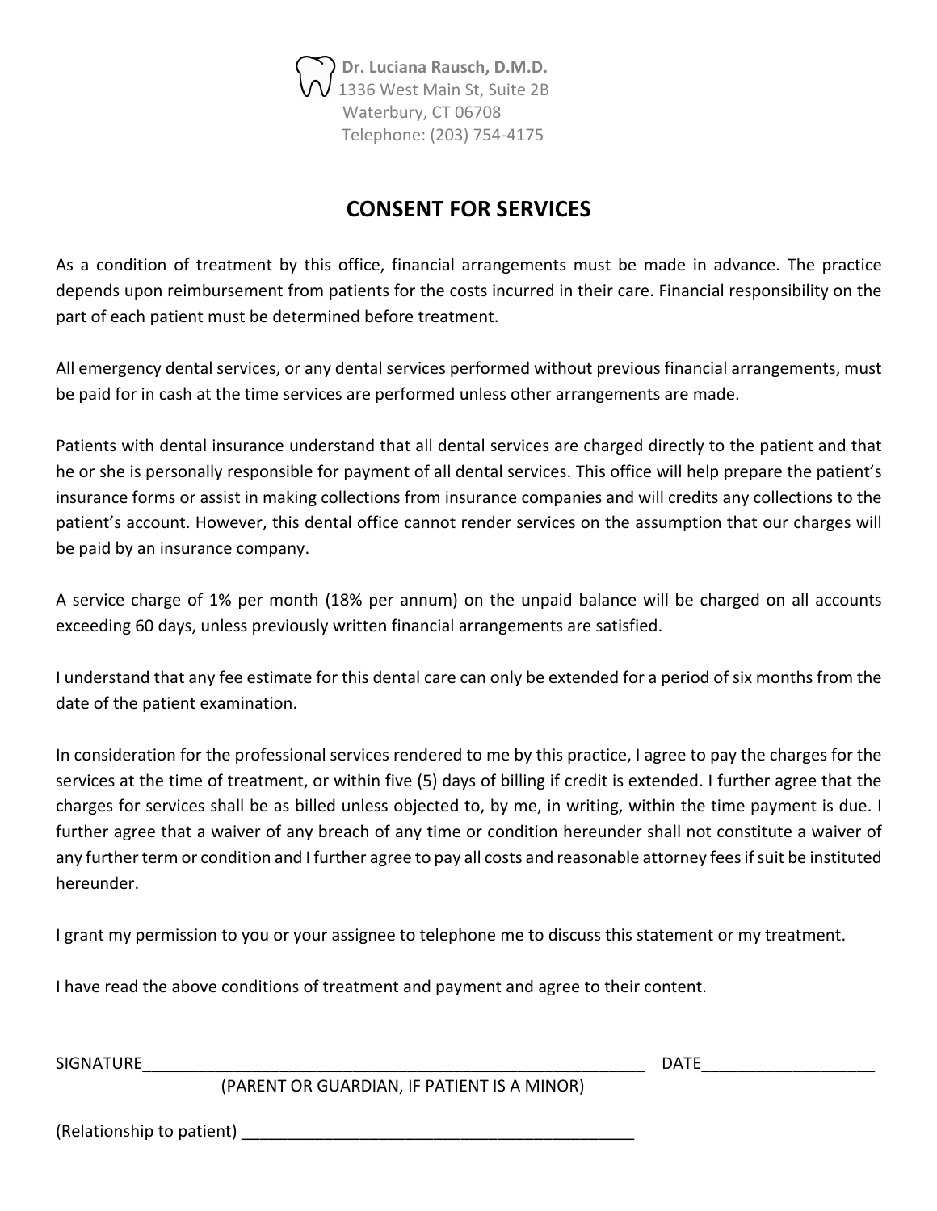**Dr. Luciana Rausch, D.M.D.**
1336 West Main St, Suite 2B
Waterbury, CT 06708
Telephone: (203) 754-4175

## CONSENT FOR SERVICES

As a condition of treatment by this office, financial arrangements must be made in advance. The practice depends upon reimbursement from patients for the costs incurred in their care. Financial responsibility on the part of each patient must be determined before treatment.

All emergency dental services, or any dental services performed without previous financial arrangements, must be paid for in cash at the time services are performed unless other arrangements are made.

Patients with dental insurance understand that all dental services are charged directly to the patient and that he or she is personally responsible for payment of all dental services. This office will help prepare the patient's insurance forms or assist in making collections from insurance companies and will credits any collections to the patient's account. However, this dental office cannot render services on the assumption that our charges will be paid by an insurance company.

A service charge of 1% per month (18% per annum) on the unpaid balance will be charged on all accounts exceeding 60 days, unless previously written financial arrangements are satisfied.

I understand that any fee estimate for this dental care can only be extended for a period of six months from the date of the patient examination.

In consideration for the professional services rendered to me by this practice, I agree to pay the charges for the services at the time of treatment, or within five (5) days of billing if credit is extended. I further agree that the charges for services shall be as billed unless objected to, by me, in writing, within the time payment is due. I further agree that a waiver of any breach of any time or condition hereunder shall not constitute a waiver of any further term or condition and I further agree to pay all costs and reasonable attorney fees if suit be instituted hereunder.

I grant my permission to you or your assignee to telephone me to discuss this statement or my treatment.

I have read the above conditions of treatment and payment and agree to their content.

SIGNATURE_________________________________________________________ DATE___________________
(PARENT OR GUARDIAN, IF PATIENT IS A MINOR)

(Relationship to patient) ____________________________________________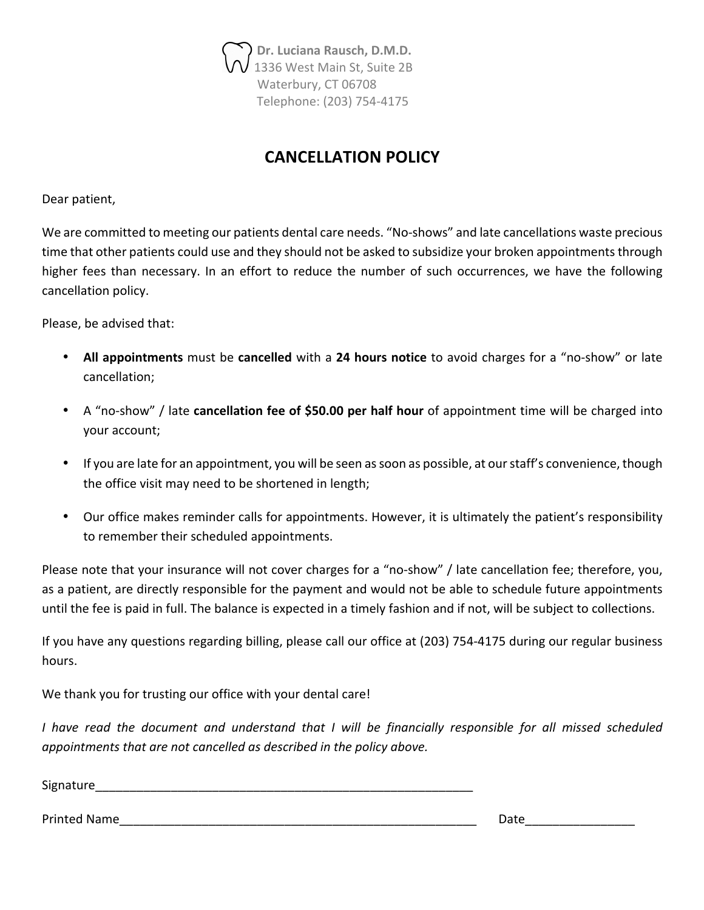**Dr. Luciana Rausch, D.M.D.**
1336 West Main St, Suite 2B
Waterbury, CT 06708
Telephone: (203) 754-4175

# CANCELLATION POLICY

Dear patient,

We are committed to meeting our patients dental care needs. "No-shows" and late cancellations waste precious time that other patients could use and they should not be asked to subsidize your broken appointments through higher fees than necessary. In an effort to reduce the number of such occurrences, we have the following cancellation policy.

Please, be advised that:

- **All appointments** must be **cancelled** with a **24 hours notice** to avoid charges for a "no-show" or late cancellation;
- A "no-show" / late **cancellation fee of $50.00 per half hour** of appointment time will be charged into your account;
- If you are late for an appointment, you will be seen as soon as possible, at our staff's convenience, though the office visit may need to be shortened in length;
- Our office makes reminder calls for appointments. However, it is ultimately the patient's responsibility to remember their scheduled appointments.

Please note that your insurance will not cover charges for a "no-show" / late cancellation fee; therefore, you, as a patient, are directly responsible for the payment and would not be able to schedule future appointments until the fee is paid in full. The balance is expected in a timely fashion and if not, will be subject to collections.

If you have any questions regarding billing, please call our office at (203) 754-4175 during our regular business hours.

We thank you for trusting our office with your dental care!

*I have read the document and understand that I will be financially responsible for all missed scheduled appointments that are not cancelled as described in the policy above.*

Signature___________________________________________________________

Printed Name_______________________________________________________ Date________________